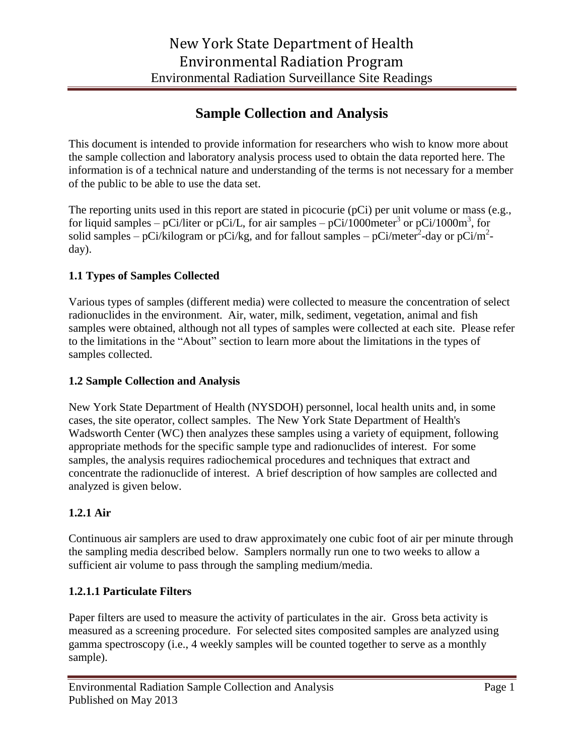# New York State Department of Health
# Environmental Radiation Program
## Environmental Radiation Surveillance Site Readings

## Sample Collection and Analysis

This document is intended to provide information for researchers who wish to know more about the sample collection and laboratory analysis process used to obtain the data reported here. The information is of a technical nature and understanding of the terms is not necessary for a member of the public to be able to use the data set.

The reporting units used in this report are stated in picocurie (pCi) per unit volume or mass (e.g., for liquid samples – pCi/liter or pCi/L, for air samples – pCi/1000meter$^3$ or pCi/1000m$^3$, for solid samples – pCi/kilogram or pCi/kg, and for fallout samples – pCi/meter$^2$-day or pCi/m$^2$-day).

### 1.1 Types of Samples Collected

Various types of samples (different media) were collected to measure the concentration of select radionuclides in the environment. Air, water, milk, sediment, vegetation, animal and fish samples were obtained, although not all types of samples were collected at each site. Please refer to the limitations in the "About" section to learn more about the limitations in the types of samples collected.

### 1.2 Sample Collection and Analysis

New York State Department of Health (NYSDOH) personnel, local health units and, in some cases, the site operator, collect samples. The New York State Department of Health's Wadsworth Center (WC) then analyzes these samples using a variety of equipment, following appropriate methods for the specific sample type and radionuclides of interest. For some samples, the analysis requires radiochemical procedures and techniques that extract and concentrate the radionuclide of interest. A brief description of how samples are collected and analyzed is given below.

#### 1.2.1 Air

Continuous air samplers are used to draw approximately one cubic foot of air per minute through the sampling media described below. Samplers normally run one to two weeks to allow a sufficient air volume to pass through the sampling medium/media.

#### 1.2.1.1 Particulate Filters

Paper filters are used to measure the activity of particulates in the air. Gross beta activity is measured as a screening procedure. For selected sites composited samples are analyzed using gamma spectroscopy (i.e., 4 weekly samples will be counted together to serve as a monthly sample).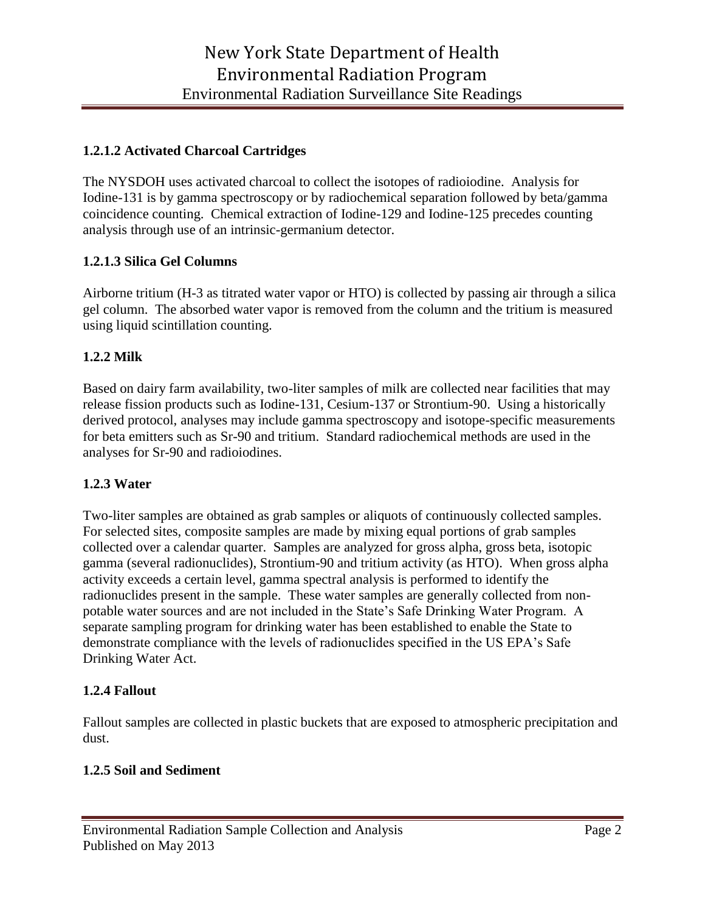### 1.2.1.2 Activated Charcoal Cartridges

The NYSDOH uses activated charcoal to collect the isotopes of radioiodine. Analysis for Iodine-131 is by gamma spectroscopy or by radiochemical separation followed by beta/gamma coincidence counting. Chemical extraction of Iodine-129 and Iodine-125 precedes counting analysis through use of an intrinsic-germanium detector.

### 1.2.1.3 Silica Gel Columns

Airborne tritium (H-3 as titrated water vapor or HTO) is collected by passing air through a silica gel column. The absorbed water vapor is removed from the column and the tritium is measured using liquid scintillation counting.

### 1.2.2 Milk

Based on dairy farm availability, two-liter samples of milk are collected near facilities that may release fission products such as Iodine-131, Cesium-137 or Strontium-90. Using a historically derived protocol, analyses may include gamma spectroscopy and isotope-specific measurements for beta emitters such as Sr-90 and tritium. Standard radiochemical methods are used in the analyses for Sr-90 and radioiodines.

### 1.2.3 Water

Two-liter samples are obtained as grab samples or aliquots of continuously collected samples. For selected sites, composite samples are made by mixing equal portions of grab samples collected over a calendar quarter. Samples are analyzed for gross alpha, gross beta, isotopic gamma (several radionuclides), Strontium-90 and tritium activity (as HTO). When gross alpha activity exceeds a certain level, gamma spectral analysis is performed to identify the radionuclides present in the sample. These water samples are generally collected from non-potable water sources and are not included in the State's Safe Drinking Water Program. A separate sampling program for drinking water has been established to enable the State to demonstrate compliance with the levels of radionuclides specified in the US EPA's Safe Drinking Water Act.

### 1.2.4 Fallout

Fallout samples are collected in plastic buckets that are exposed to atmospheric precipitation and dust.

### 1.2.5 Soil and Sediment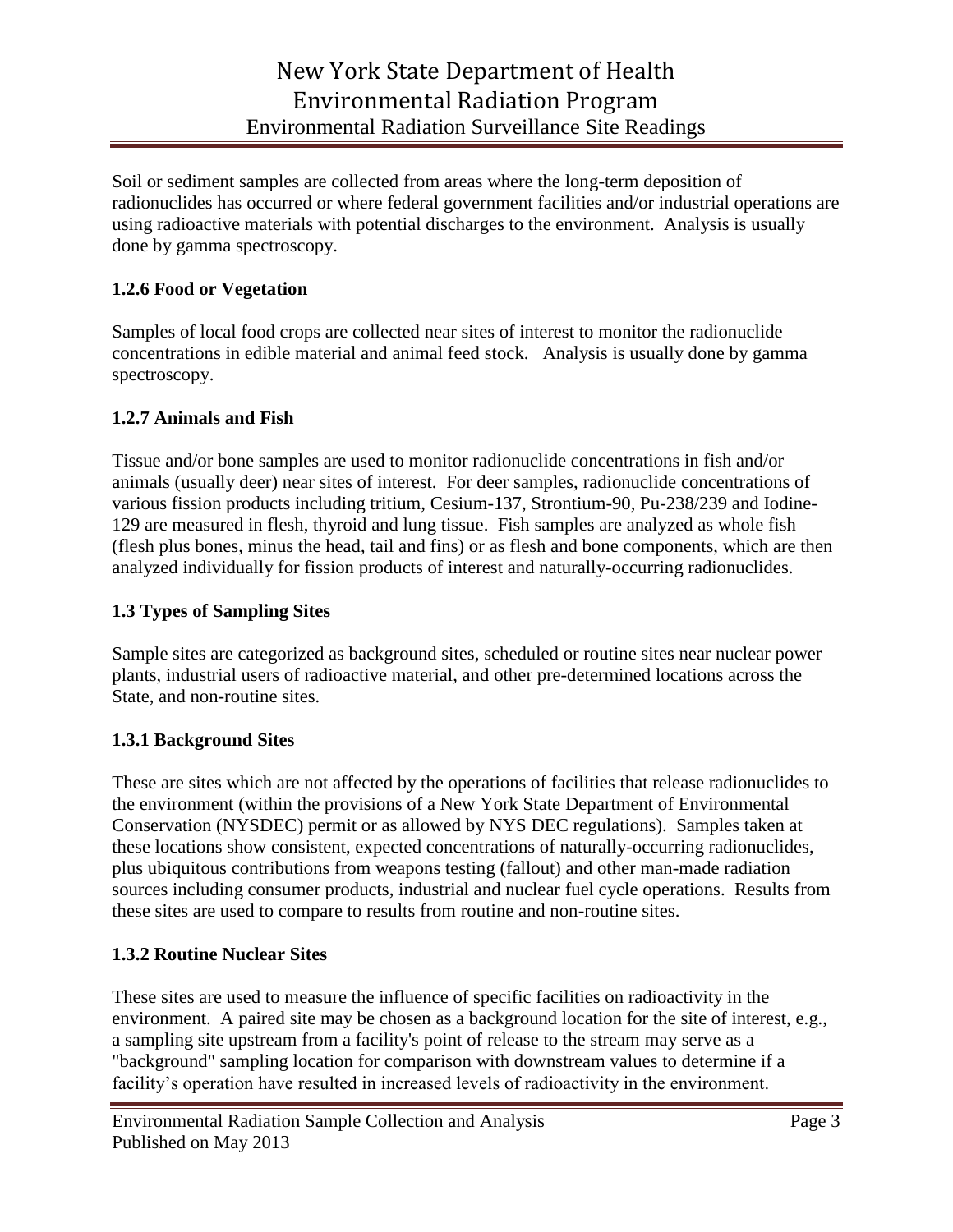Soil or sediment samples are collected from areas where the long-term deposition of radionuclides has occurred or where federal government facilities and/or industrial operations are using radioactive materials with potential discharges to the environment. Analysis is usually done by gamma spectroscopy.

### 1.2.6 Food or Vegetation

Samples of local food crops are collected near sites of interest to monitor the radionuclide concentrations in edible material and animal feed stock. Analysis is usually done by gamma spectroscopy.

### 1.2.7 Animals and Fish

Tissue and/or bone samples are used to monitor radionuclide concentrations in fish and/or animals (usually deer) near sites of interest. For deer samples, radionuclide concentrations of various fission products including tritium, Cesium-137, Strontium-90, Pu-238/239 and Iodine-129 are measured in flesh, thyroid and lung tissue. Fish samples are analyzed as whole fish (flesh plus bones, minus the head, tail and fins) or as flesh and bone components, which are then analyzed individually for fission products of interest and naturally-occurring radionuclides.

## 1.3 Types of Sampling Sites

Sample sites are categorized as background sites, scheduled or routine sites near nuclear power plants, industrial users of radioactive material, and other pre-determined locations across the State, and non-routine sites.

### 1.3.1 Background Sites

These are sites which are not affected by the operations of facilities that release radionuclides to the environment (within the provisions of a New York State Department of Environmental Conservation (NYSDEC) permit or as allowed by NYS DEC regulations). Samples taken at these locations show consistent, expected concentrations of naturally-occurring radionuclides, plus ubiquitous contributions from weapons testing (fallout) and other man-made radiation sources including consumer products, industrial and nuclear fuel cycle operations. Results from these sites are used to compare to results from routine and non-routine sites.

### 1.3.2 Routine Nuclear Sites

These sites are used to measure the influence of specific facilities on radioactivity in the environment. A paired site may be chosen as a background location for the site of interest, e.g., a sampling site upstream from a facility's point of release to the stream may serve as a "background" sampling location for comparison with downstream values to determine if a facility's operation have resulted in increased levels of radioactivity in the environment.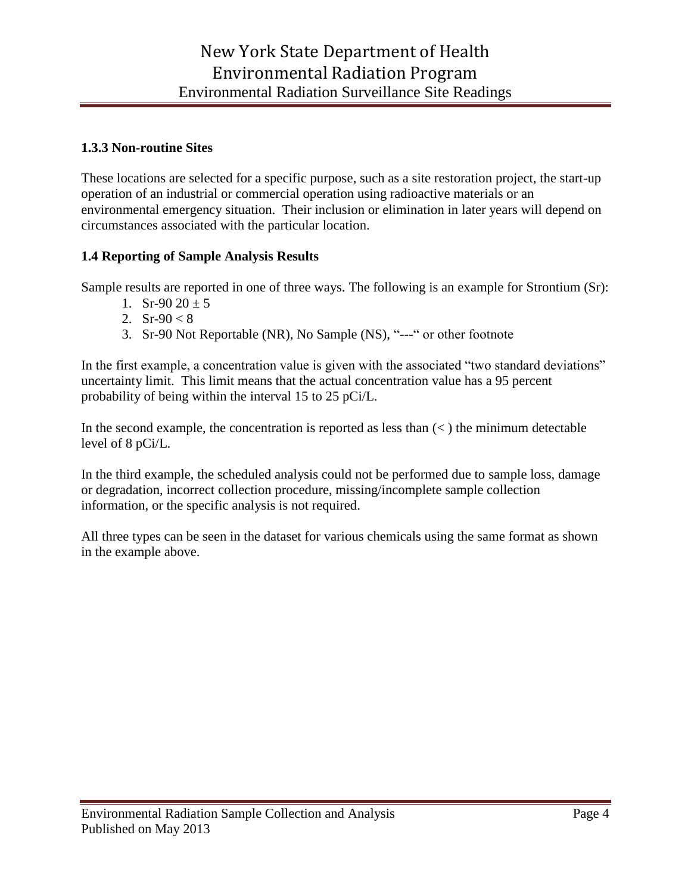### 1.3.3 Non-routine Sites

These locations are selected for a specific purpose, such as a site restoration project, the start-up operation of an industrial or commercial operation using radioactive materials or an environmental emergency situation. Their inclusion or elimination in later years will depend on circumstances associated with the particular location.

### 1.4 Reporting of Sample Analysis Results

Sample results are reported in one of three ways. The following is an example for Strontium (Sr):

1. Sr-90 20 ± 5
2. Sr-90 < 8
3. Sr-90 Not Reportable (NR), No Sample (NS), "---" or other footnote

In the first example, a concentration value is given with the associated "two standard deviations" uncertainty limit. This limit means that the actual concentration value has a 95 percent probability of being within the interval 15 to 25 pCi/L.

In the second example, the concentration is reported as less than (< ) the minimum detectable level of 8 pCi/L.

In the third example, the scheduled analysis could not be performed due to sample loss, damage or degradation, incorrect collection procedure, missing/incomplete sample collection information, or the specific analysis is not required.

All three types can be seen in the dataset for various chemicals using the same format as shown in the example above.